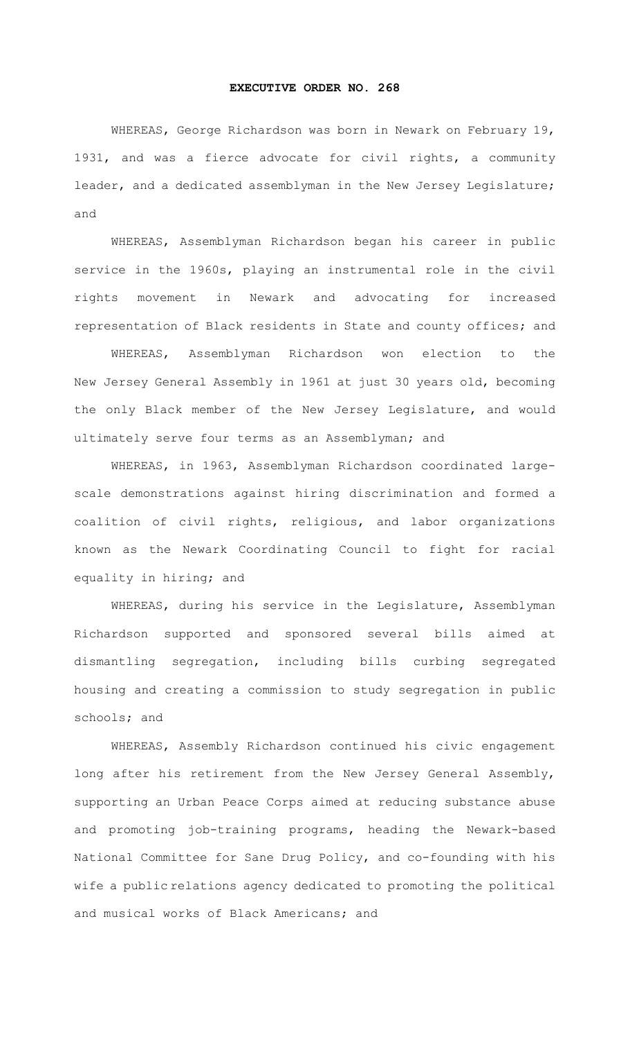# EXECUTIVE ORDER NO. 268

WHEREAS, George Richardson was born in Newark on February 19, 1931, and was a fierce advocate for civil rights, a community leader, and a dedicated assemblyman in the New Jersey Legislature; and

WHEREAS, Assemblyman Richardson began his career in public service in the 1960s, playing an instrumental role in the civil rights movement in Newark and advocating for increased representation of Black residents in State and county offices; and

WHEREAS, Assemblyman Richardson won election to the New Jersey General Assembly in 1961 at just 30 years old, becoming the only Black member of the New Jersey Legislature, and would ultimately serve four terms as an Assemblyman; and

WHEREAS, in 1963, Assemblyman Richardson coordinated large-scale demonstrations against hiring discrimination and formed a coalition of civil rights, religious, and labor organizations known as the Newark Coordinating Council to fight for racial equality in hiring; and

WHEREAS, during his service in the Legislature, Assemblyman Richardson supported and sponsored several bills aimed at dismantling segregation, including bills curbing segregated housing and creating a commission to study segregation in public schools; and

WHEREAS, Assembly Richardson continued his civic engagement long after his retirement from the New Jersey General Assembly, supporting an Urban Peace Corps aimed at reducing substance abuse and promoting job-training programs, heading the Newark-based National Committee for Sane Drug Policy, and co-founding with his wife a public relations agency dedicated to promoting the political and musical works of Black Americans; and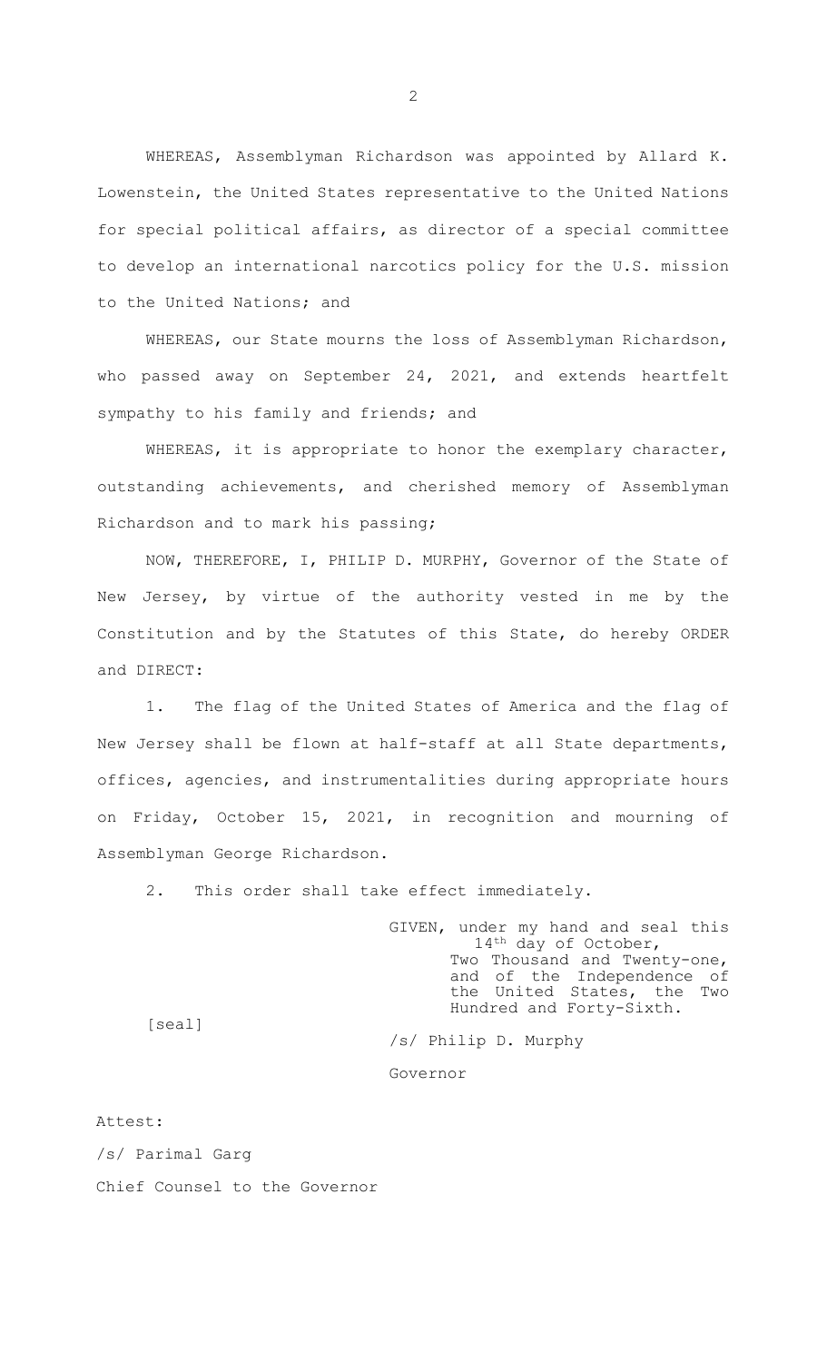WHEREAS, Assemblyman Richardson was appointed by Allard K. Lowenstein, the United States representative to the United Nations for special political affairs, as director of a special committee to develop an international narcotics policy for the U.S. mission to the United Nations; and

WHEREAS, our State mourns the loss of Assemblyman Richardson, who passed away on September 24, 2021, and extends heartfelt sympathy to his family and friends; and

WHEREAS, it is appropriate to honor the exemplary character, outstanding achievements, and cherished memory of Assemblyman Richardson and to mark his passing;

NOW, THEREFORE, I, PHILIP D. MURPHY, Governor of the State of New Jersey, by virtue of the authority vested in me by the Constitution and by the Statutes of this State, do hereby ORDER and DIRECT:

1. The flag of the United States of America and the flag of New Jersey shall be flown at half-staff at all State departments, offices, agencies, and instrumentalities during appropriate hours on Friday, October 15, 2021, in recognition and mourning of Assemblyman George Richardson.

2. This order shall take effect immediately.

GIVEN, under my hand and seal this 14th day of October, Two Thousand and Twenty-one, and of the Independence of the United States, the Two Hundred and Forty-Sixth.

[seal]

/s/ Philip D. Murphy

Governor

Attest:

/s/ Parimal Garg

Chief Counsel to the Governor